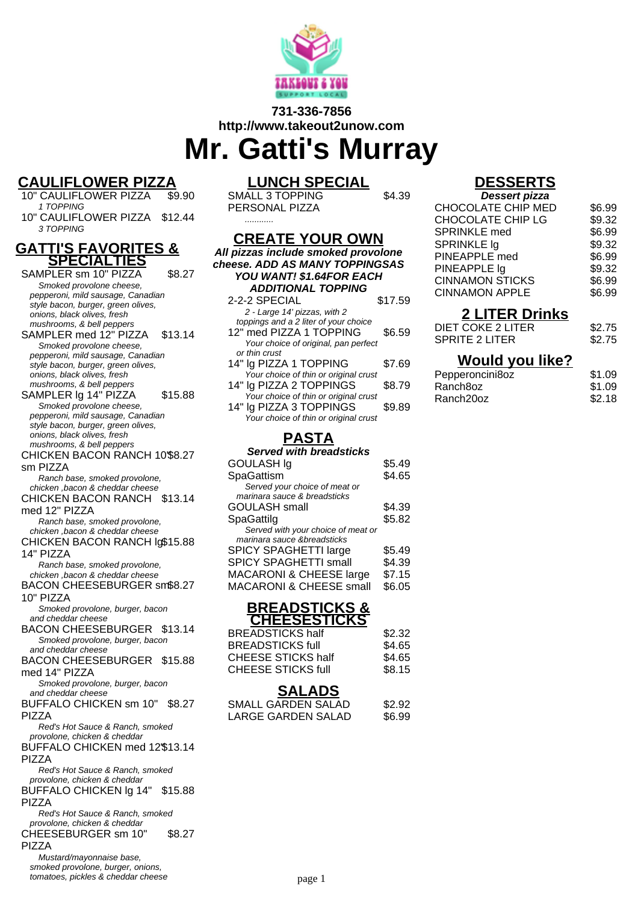731-336-7856
http://www.takeout2unow.com

# Mr. Gatti's Murray

## CAULIFLOWER PIZZA

10" CAULIFLOWER PIZZA $9.90
*1 TOPPING*

10" CAULIFLOWER PIZZA $12.44
*3 TOPPING*

## GATTI'S FAVORITES & SPECIALTIES

SAMPLER sm 10" PIZZA $8.27
*Smoked provolone cheese, pepperoni, mild sausage, Canadian style bacon, burger, green olives, onions, black olives, fresh mushrooms, & bell peppers*

SAMPLER med 12" PIZZA $13.14
*Smoked provolone cheese, pepperoni, mild sausage, Canadian style bacon, burger, green olives, onions, black olives, fresh mushrooms, & bell peppers*

SAMPLER lg 14" PIZZA $15.88
*Smoked provolone cheese, pepperoni, mild sausage, Canadian style bacon, burger, green olives, onions, black olives, fresh mushrooms, & bell peppers*

CHICKEN BACON RANCH 10" sm PIZZA $8.27
*Ranch base, smoked provolone, chicken ,bacon & cheddar cheese*

CHICKEN BACON RANCH med 12" PIZZA $13.14
*Ranch base, smoked provolone, chicken ,bacon & cheddar cheese*

CHICKEN BACON RANCH lg 14" PIZZA $15.88
*Ranch base, smoked provolone, chicken ,bacon & cheddar cheese*

BACON CHEESEBURGER sm 10" PIZZA $8.27
*Smoked provolone, burger, bacon and cheddar cheese*

BACON CHEESEBURGER $13.14
*Smoked provolone, burger, bacon and cheddar cheese*

BACON CHEESEBURGER med 14" PIZZA $15.88
*Smoked provolone, burger, bacon and cheddar cheese*

BUFFALO CHICKEN sm 10" PIZZA $8.27
*Red's Hot Sauce & Ranch, smoked provolone, chicken & cheddar*

BUFFALO CHICKEN med 12" PIZZA $13.14
*Red's Hot Sauce & Ranch, smoked provolone, chicken & cheddar*

BUFFALO CHICKEN lg 14" PIZZA $15.88
*Red's Hot Sauce & Ranch, smoked provolone, chicken & cheddar*

CHEESEBURGER sm 10" PIZZA $8.27
*Mustard/mayonnaise base, smoked provolone, burger, onions, tomatoes, pickles & cheddar cheese*

## LUNCH SPECIAL

SMALL 3 TOPPING PERSONAL PIZZA $4.39
*............*

## CREATE YOUR OWN

***All pizzas include smoked provolone cheese. ADD AS MANY TOPPINGSAS YOU WANT! $1.64FOR EACH ADDITIONAL TOPPING***

2-2-2 SPECIAL $17.59
*2 - Large 14' pizzas, with 2 toppings and a 2 liter of your choice*

12" med PIZZA 1 TOPPING $6.59
*Your choice of original, pan perfect or thin crust*

14" lg PIZZA 1 TOPPING $7.69
*Your choice of thin or original crust*

14" lg PIZZA 2 TOPPINGS $8.79
*Your choice of thin or original crust*

14" lg PIZZA 3 TOPPINGS $9.89
*Your choice of thin or original crust*

## PASTA

***Served with breadsticks***

GOULASH lg $5.49

SpaGattism $4.65
*Served your choice of meat or marinara sauce & breadsticks*

GOULASH small $4.39

SpaGattilg $5.82
*Served with your choice of meat or marinara sauce &breadsticks*

SPICY SPAGHETTI large $5.49

SPICY SPAGHETTI small $4.39

MACARONI & CHEESE large $7.15

MACARONI & CHEESE small $6.05

## BREADSTICKS & CHEESESTICKS

BREADSTICKS half $2.32

BREADSTICKS full $4.65

CHEESE STICKS half $4.65

CHEESE STICKS full $8.15

## SALADS

SMALL GARDEN SALAD $2.92

LARGE GARDEN SALAD $6.99

## DESSERTS

***Dessert pizza***

CHOCOLATE CHIP MED $6.99

CHOCOLATE CHIP LG $9.32

SPRINKLE med $6.99

SPRINKLE lg $9.32

PINEAPPLE med $6.99

PINEAPPLE lg $9.32

CINNAMON STICKS $6.99

CINNAMON APPLE $6.99

## 2 LITER Drinks

DIET COKE 2 LITER $2.75

SPRITE 2 LITER $2.75

## Would you like?

Pepperoncini8oz $1.09

Ranch8oz $1.09

Ranch20oz $2.18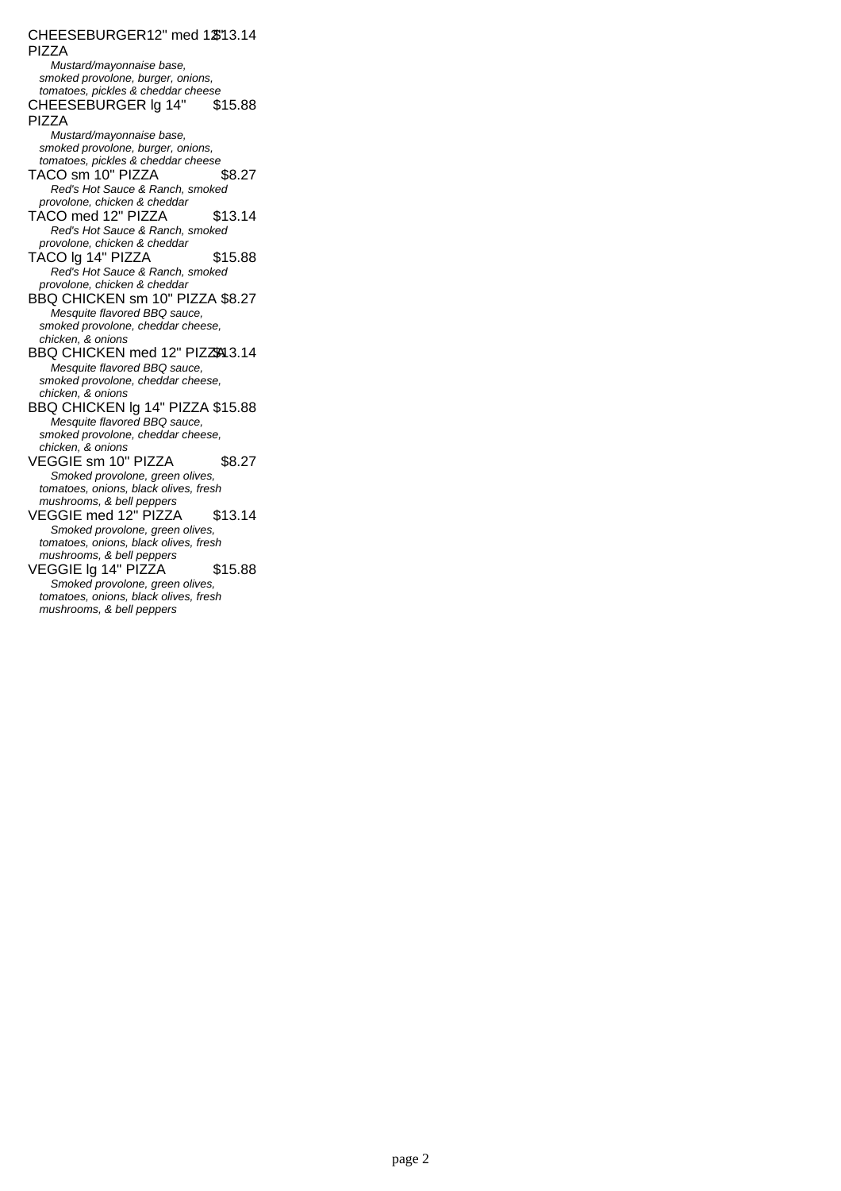CHEESEBURGER 12" med 12" PIZZA $13.14

*Mustard/mayonnaise base, smoked provolone, burger, onions, tomatoes, pickles & cheddar cheese*

CHEESEBURGER lg 14" PIZZA $15.88

*Mustard/mayonnaise base, smoked provolone, burger, onions, tomatoes, pickles & cheddar cheese*

TACO sm 10" PIZZA $8.27

*Red's Hot Sauce & Ranch, smoked provolone, chicken & cheddar*

TACO med 12" PIZZA $13.14

*Red's Hot Sauce & Ranch, smoked provolone, chicken & cheddar*

TACO lg 14" PIZZA $15.88

*Red's Hot Sauce & Ranch, smoked provolone, chicken & cheddar*

BBQ CHICKEN sm 10" PIZZA $8.27

*Mesquite flavored BBQ sauce, smoked provolone, cheddar cheese, chicken, & onions*

BBQ CHICKEN med 12" PIZZA $13.14

*Mesquite flavored BBQ sauce, smoked provolone, cheddar cheese, chicken, & onions*

BBQ CHICKEN lg 14" PIZZA $15.88

*Mesquite flavored BBQ sauce, smoked provolone, cheddar cheese, chicken, & onions*

VEGGIE sm 10" PIZZA $8.27

*Smoked provolone, green olives, tomatoes, onions, black olives, fresh mushrooms, & bell peppers*

VEGGIE med 12" PIZZA $13.14

*Smoked provolone, green olives, tomatoes, onions, black olives, fresh mushrooms, & bell peppers*

VEGGIE lg 14" PIZZA $15.88

*Smoked provolone, green olives, tomatoes, onions, black olives, fresh mushrooms, & bell peppers*